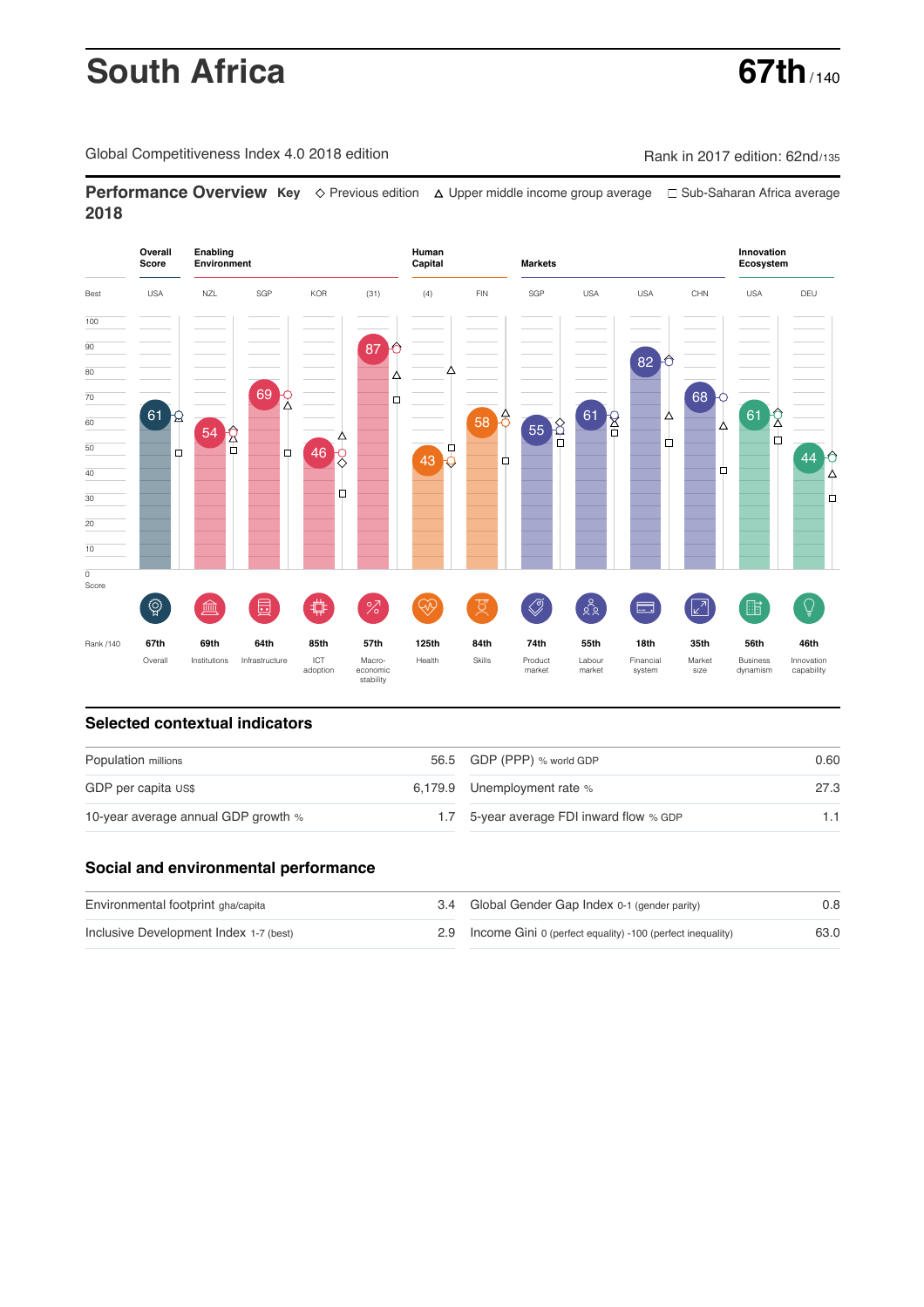# South Africa

**67th** / 140

Global Competitiveness Index 4.0 2018 edition

Rank in 2017 edition: 62nd/135

## Performance Overview 2018

Key: ◇ Previous edition △ Upper middle income group average □ Sub-Saharan Africa average

| Pillar | Group | Best | Score | Rank /140 |
|---|---|---|---|---|
| Overall | Overall Score | USA | 61 | 67th |
| Institutions | Enabling Environment | NZL | 54 | 69th |
| Infrastructure | Enabling Environment | SGP | 69 | 64th |
| ICT adoption | Enabling Environment | KOR | 46 | 85th |
| Macro-economic stability | Enabling Environment | (31) | 87 | 57th |
| Health | Human Capital | (4) | 43 | 125th |
| Skills | Human Capital | FIN | 58 | 84th |
| Product market | Markets | SGP | 55 | 74th |
| Labour market | Markets | USA | 61 | 55th |
| Financial system | Markets | USA | 82 | 18th |
| Market size | Markets | CHN | 68 | 35th |
| Business dynamism | Innovation Ecosystem | USA | 61 | 56th |
| Innovation capability | Innovation Ecosystem | DEU | 44 | 46th |

## Selected contextual indicators

| Indicator | Value | Indicator | Value |
|---|---|---|---|
| Population millions | 56.5 | GDP (PPP) % world GDP | 0.60 |
| GDP per capita US$ | 6,179.9 | Unemployment rate % | 27.3 |
| 10-year average annual GDP growth % | 1.7 | 5-year average FDI inward flow % GDP | 1.1 |

## Social and environmental performance

| Indicator | Value | Indicator | Value |
|---|---|---|---|
| Environmental footprint gha/capita | 3.4 | Global Gender Gap Index 0-1 (gender parity) | 0.8 |
| Inclusive Development Index 1-7 (best) | 2.9 | Income Gini 0 (perfect equality) -100 (perfect inequality) | 63.0 |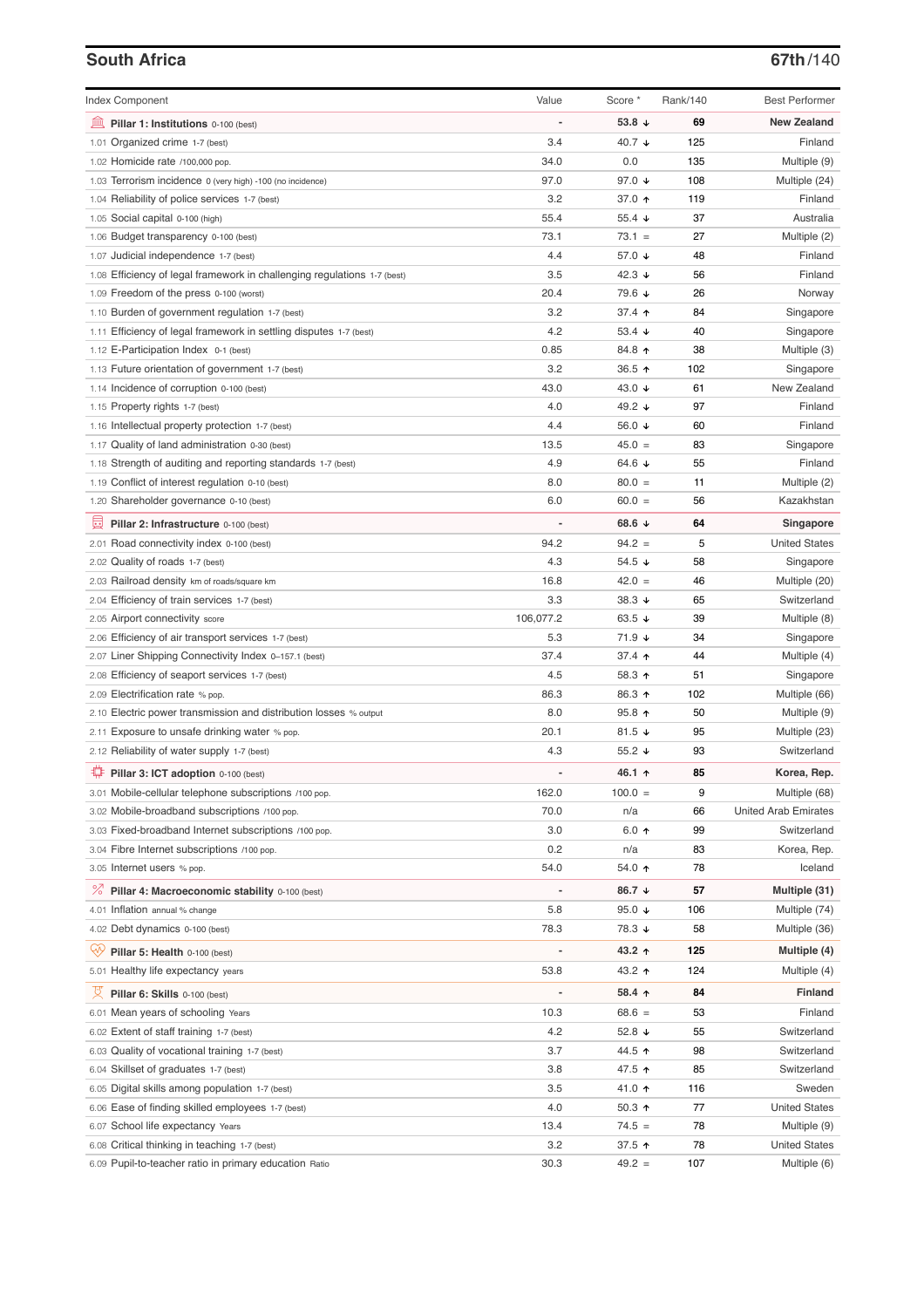## South Africa

**67th/140**

| Index Component | Value | Score * | Rank/140 | Best Performer |
|---|---|---|---|---|
| **Pillar 1: Institutions** 0-100 (best) | - | **53.8 ↓** | **69** | **New Zealand** |
| 1.01 Organized crime 1-7 (best) | 3.4 | 40.7 ↓ | 125 | Finland |
| 1.02 Homicide rate /100,000 pop. | 34.0 | 0.0 | 135 | Multiple (9) |
| 1.03 Terrorism incidence 0 (very high) -100 (no incidence) | 97.0 | 97.0 ↓ | 108 | Multiple (24) |
| 1.04 Reliability of police services 1-7 (best) | 3.2 | 37.0 ↑ | 119 | Finland |
| 1.05 Social capital 0-100 (high) | 55.4 | 55.4 ↓ | 37 | Australia |
| 1.06 Budget transparency 0-100 (best) | 73.1 | 73.1 = | 27 | Multiple (2) |
| 1.07 Judicial independence 1-7 (best) | 4.4 | 57.0 ↓ | 48 | Finland |
| 1.08 Efficiency of legal framework in challenging regulations 1-7 (best) | 3.5 | 42.3 ↓ | 56 | Finland |
| 1.09 Freedom of the press 0-100 (worst) | 20.4 | 79.6 ↓ | 26 | Norway |
| 1.10 Burden of government regulation 1-7 (best) | 3.2 | 37.4 ↑ | 84 | Singapore |
| 1.11 Efficiency of legal framework in settling disputes 1-7 (best) | 4.2 | 53.4 ↓ | 40 | Singapore |
| 1.12 E-Participation Index 0-1 (best) | 0.85 | 84.8 ↑ | 38 | Multiple (3) |
| 1.13 Future orientation of government 1-7 (best) | 3.2 | 36.5 ↑ | 102 | Singapore |
| 1.14 Incidence of corruption 0-100 (best) | 43.0 | 43.0 ↓ | 61 | New Zealand |
| 1.15 Property rights 1-7 (best) | 4.0 | 49.2 ↓ | 97 | Finland |
| 1.16 Intellectual property protection 1-7 (best) | 4.4 | 56.0 ↓ | 60 | Finland |
| 1.17 Quality of land administration 0-30 (best) | 13.5 | 45.0 = | 83 | Singapore |
| 1.18 Strength of auditing and reporting standards 1-7 (best) | 4.9 | 64.6 ↓ | 55 | Finland |
| 1.19 Conflict of interest regulation 0-10 (best) | 8.0 | 80.0 = | 11 | Multiple (2) |
| 1.20 Shareholder governance 0-10 (best) | 6.0 | 60.0 = | 56 | Kazakhstan |
| **Pillar 2: Infrastructure** 0-100 (best) | - | **68.6 ↓** | **64** | **Singapore** |
| 2.01 Road connectivity index 0-100 (best) | 94.2 | 94.2 = | 5 | United States |
| 2.02 Quality of roads 1-7 (best) | 4.3 | 54.5 ↓ | 58 | Singapore |
| 2.03 Railroad density km of roads/square km | 16.8 | 42.0 = | 46 | Multiple (20) |
| 2.04 Efficiency of train services 1-7 (best) | 3.3 | 38.3 ↓ | 65 | Switzerland |
| 2.05 Airport connectivity score | 106,077.2 | 63.5 ↓ | 39 | Multiple (8) |
| 2.06 Efficiency of air transport services 1-7 (best) | 5.3 | 71.9 ↓ | 34 | Singapore |
| 2.07 Liner Shipping Connectivity Index 0–157.1 (best) | 37.4 | 37.4 ↑ | 44 | Multiple (4) |
| 2.08 Efficiency of seaport services 1-7 (best) | 4.5 | 58.3 ↑ | 51 | Singapore |
| 2.09 Electrification rate % pop. | 86.3 | 86.3 ↑ | 102 | Multiple (66) |
| 2.10 Electric power transmission and distribution losses % output | 8.0 | 95.8 ↑ | 50 | Multiple (9) |
| 2.11 Exposure to unsafe drinking water % pop. | 20.1 | 81.5 ↓ | 95 | Multiple (23) |
| 2.12 Reliability of water supply 1-7 (best) | 4.3 | 55.2 ↓ | 93 | Switzerland |
| **Pillar 3: ICT adoption** 0-100 (best) | - | **46.1 ↑** | **85** | **Korea, Rep.** |
| 3.01 Mobile-cellular telephone subscriptions /100 pop. | 162.0 | 100.0 = | 9 | Multiple (68) |
| 3.02 Mobile-broadband subscriptions /100 pop. | 70.0 | n/a | 66 | United Arab Emirates |
| 3.03 Fixed-broadband Internet subscriptions /100 pop. | 3.0 | 6.0 ↑ | 99 | Switzerland |
| 3.04 Fibre Internet subscriptions /100 pop. | 0.2 | n/a | 83 | Korea, Rep. |
| 3.05 Internet users % pop. | 54.0 | 54.0 ↑ | 78 | Iceland |
| **Pillar 4: Macroeconomic stability** 0-100 (best) | - | **86.7 ↓** | **57** | **Multiple (31)** |
| 4.01 Inflation annual % change | 5.8 | 95.0 ↓ | 106 | Multiple (74) |
| 4.02 Debt dynamics 0-100 (best) | 78.3 | 78.3 ↓ | 58 | Multiple (36) |
| **Pillar 5: Health** 0-100 (best) | - | **43.2 ↑** | **125** | **Multiple (4)** |
| 5.01 Healthy life expectancy years | 53.8 | 43.2 ↑ | 124 | Multiple (4) |
| **Pillar 6: Skills** 0-100 (best) | - | **58.4 ↑** | **84** | **Finland** |
| 6.01 Mean years of schooling Years | 10.3 | 68.6 = | 53 | Finland |
| 6.02 Extent of staff training 1-7 (best) | 4.2 | 52.8 ↓ | 55 | Switzerland |
| 6.03 Quality of vocational training 1-7 (best) | 3.7 | 44.5 ↑ | 98 | Switzerland |
| 6.04 Skillset of graduates 1-7 (best) | 3.8 | 47.5 ↑ | 85 | Switzerland |
| 6.05 Digital skills among population 1-7 (best) | 3.5 | 41.0 ↑ | 116 | Sweden |
| 6.06 Ease of finding skilled employees 1-7 (best) | 4.0 | 50.3 ↑ | 77 | United States |
| 6.07 School life expectancy Years | 13.4 | 74.5 = | 78 | Multiple (9) |
| 6.08 Critical thinking in teaching 1-7 (best) | 3.2 | 37.5 ↑ | 78 | United States |
| 6.09 Pupil-to-teacher ratio in primary education Ratio | 30.3 | 49.2 = | 107 | Multiple (6) |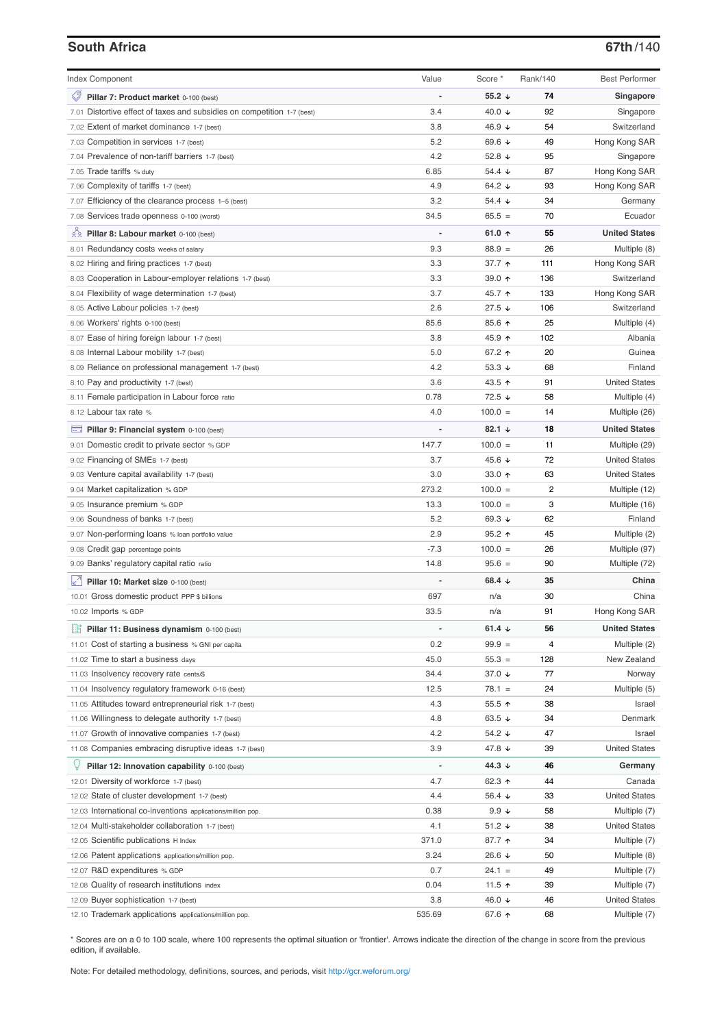## South Africa

**67th**/140

| Index Component | Value | Score * | Rank/140 | Best Performer |
|---|---|---|---|---|
| **Pillar 7: Product market** 0-100 (best) | - | **55.2 ↓** | **74** | **Singapore** |
| 7.01 Distortive effect of taxes and subsidies on competition 1-7 (best) | 3.4 | 40.0 ↓ | 92 | Singapore |
| 7.02 Extent of market dominance 1-7 (best) | 3.8 | 46.9 ↓ | 54 | Switzerland |
| 7.03 Competition in services 1-7 (best) | 5.2 | 69.6 ↓ | 49 | Hong Kong SAR |
| 7.04 Prevalence of non-tariff barriers 1-7 (best) | 4.2 | 52.8 ↓ | 95 | Singapore |
| 7.05 Trade tariffs % duty | 6.85 | 54.4 ↓ | 87 | Hong Kong SAR |
| 7.06 Complexity of tariffs 1-7 (best) | 4.9 | 64.2 ↓ | 93 | Hong Kong SAR |
| 7.07 Efficiency of the clearance process 1–5 (best) | 3.2 | 54.4 ↓ | 34 | Germany |
| 7.08 Services trade openness 0-100 (worst) | 34.5 | 65.5 = | 70 | Ecuador |
| **Pillar 8: Labour market** 0-100 (best) | - | **61.0 ↑** | **55** | **United States** |
| 8.01 Redundancy costs weeks of salary | 9.3 | 88.9 = | 26 | Multiple (8) |
| 8.02 Hiring and firing practices 1-7 (best) | 3.3 | 37.7 ↑ | 111 | Hong Kong SAR |
| 8.03 Cooperation in Labour-employer relations 1-7 (best) | 3.3 | 39.0 ↑ | 136 | Switzerland |
| 8.04 Flexibility of wage determination 1-7 (best) | 3.7 | 45.7 ↑ | 133 | Hong Kong SAR |
| 8.05 Active Labour policies 1-7 (best) | 2.6 | 27.5 ↓ | 106 | Switzerland |
| 8.06 Workers' rights 0-100 (best) | 85.6 | 85.6 ↑ | 25 | Multiple (4) |
| 8.07 Ease of hiring foreign labour 1-7 (best) | 3.8 | 45.9 ↑ | 102 | Albania |
| 8.08 Internal Labour mobility 1-7 (best) | 5.0 | 67.2 ↑ | 20 | Guinea |
| 8.09 Reliance on professional management 1-7 (best) | 4.2 | 53.3 ↓ | 68 | Finland |
| 8.10 Pay and productivity 1-7 (best) | 3.6 | 43.5 ↑ | 91 | United States |
| 8.11 Female participation in Labour force ratio | 0.78 | 72.5 ↓ | 58 | Multiple (4) |
| 8.12 Labour tax rate % | 4.0 | 100.0 = | 14 | Multiple (26) |
| **Pillar 9: Financial system** 0-100 (best) | - | **82.1 ↓** | **18** | **United States** |
| 9.01 Domestic credit to private sector % GDP | 147.7 | 100.0 = | 11 | Multiple (29) |
| 9.02 Financing of SMEs 1-7 (best) | 3.7 | 45.6 ↓ | 72 | United States |
| 9.03 Venture capital availability 1-7 (best) | 3.0 | 33.0 ↑ | 63 | United States |
| 9.04 Market capitalization % GDP | 273.2 | 100.0 = | 2 | Multiple (12) |
| 9.05 Insurance premium % GDP | 13.3 | 100.0 = | 3 | Multiple (16) |
| 9.06 Soundness of banks 1-7 (best) | 5.2 | 69.3 ↓ | 62 | Finland |
| 9.07 Non-performing loans % loan portfolio value | 2.9 | 95.2 ↑ | 45 | Multiple (2) |
| 9.08 Credit gap percentage points | -7.3 | 100.0 = | 26 | Multiple (97) |
| 9.09 Banks' regulatory capital ratio ratio | 14.8 | 95.6 = | 90 | Multiple (72) |
| **Pillar 10: Market size** 0-100 (best) | - | **68.4 ↓** | **35** | **China** |
| 10.01 Gross domestic product PPP $ billions | 697 | n/a | 30 | China |
| 10.02 Imports % GDP | 33.5 | n/a | 91 | Hong Kong SAR |
| **Pillar 11: Business dynamism** 0-100 (best) | - | **61.4 ↓** | **56** | **United States** |
| 11.01 Cost of starting a business % GNI per capita | 0.2 | 99.9 = | 4 | Multiple (2) |
| 11.02 Time to start a business days | 45.0 | 55.3 = | 128 | New Zealand |
| 11.03 Insolvency recovery rate cents/$ | 34.4 | 37.0 ↓ | 77 | Norway |
| 11.04 Insolvency regulatory framework 0-16 (best) | 12.5 | 78.1 = | 24 | Multiple (5) |
| 11.05 Attitudes toward entrepreneurial risk 1-7 (best) | 4.3 | 55.5 ↑ | 38 | Israel |
| 11.06 Willingness to delegate authority 1-7 (best) | 4.8 | 63.5 ↓ | 34 | Denmark |
| 11.07 Growth of innovative companies 1-7 (best) | 4.2 | 54.2 ↓ | 47 | Israel |
| 11.08 Companies embracing disruptive ideas 1-7 (best) | 3.9 | 47.8 ↓ | 39 | United States |
| **Pillar 12: Innovation capability** 0-100 (best) | - | **44.3 ↓** | **46** | **Germany** |
| 12.01 Diversity of workforce 1-7 (best) | 4.7 | 62.3 ↑ | 44 | Canada |
| 12.02 State of cluster development 1-7 (best) | 4.4 | 56.4 ↓ | 33 | United States |
| 12.03 International co-inventions applications/million pop. | 0.38 | 9.9 ↓ | 58 | Multiple (7) |
| 12.04 Multi-stakeholder collaboration 1-7 (best) | 4.1 | 51.2 ↓ | 38 | United States |
| 12.05 Scientific publications H Index | 371.0 | 87.7 ↑ | 34 | Multiple (7) |
| 12.06 Patent applications applications/million pop. | 3.24 | 26.6 ↓ | 50 | Multiple (8) |
| 12.07 R&D expenditures % GDP | 0.7 | 24.1 = | 49 | Multiple (7) |
| 12.08 Quality of research institutions index | 0.04 | 11.5 ↑ | 39 | Multiple (7) |
| 12.09 Buyer sophistication 1-7 (best) | 3.8 | 46.0 ↓ | 46 | United States |
| 12.10 Trademark applications applications/million pop. | 535.69 | 67.6 ↑ | 68 | Multiple (7) |

* Scores are on a 0 to 100 scale, where 100 represents the optimal situation or 'frontier'. Arrows indicate the direction of the change in score from the previous edition, if available.

Note: For detailed methodology, definitions, sources, and periods, visit http://gcr.weforum.org/